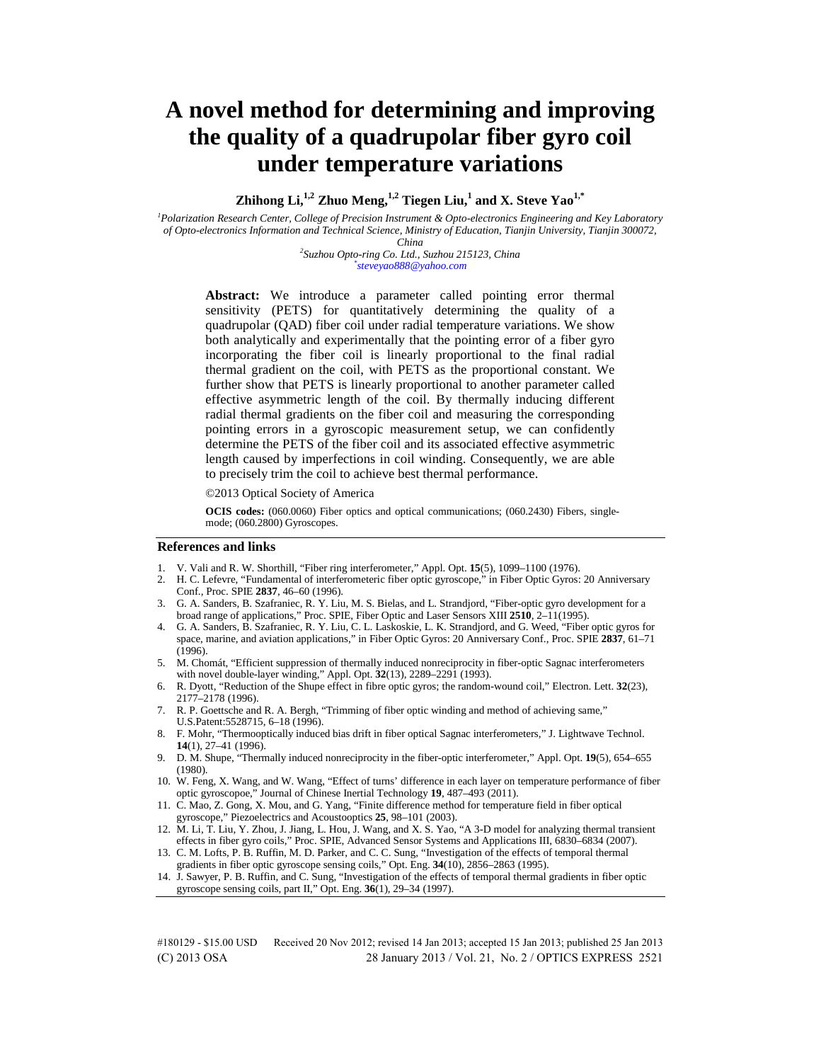# A novel method for determining and improving the quality of a quadrupolar fiber gyro coil under temperature variations

**Zhihong Li,[1,2] Zhuo Meng,[1,2] Tiegen Liu,[1] and X. Steve Yao[1,*]**

[1] *Polarization Research Center, College of Precision Instrument & Opto-electronics Engineering and Key Laboratory of Opto-electronics Information and Technical Science, Ministry of Education, Tianjin University, Tianjin 300072, China*

[2] *Suzhou Opto-ring Co. Ltd., Suzhou 215123, China*

[*] *steveyao888@yahoo.com*

**Abstract:** We introduce a parameter called pointing error thermal sensitivity (PETS) for quantitatively determining the quality of a quadrupolar (QAD) fiber coil under radial temperature variations. We show both analytically and experimentally that the pointing error of a fiber gyro incorporating the fiber coil is linearly proportional to the final radial thermal gradient on the coil, with PETS as the proportional constant. We further show that PETS is linearly proportional to another parameter called effective asymmetric length of the coil. By thermally inducing different radial thermal gradients on the fiber coil and measuring the corresponding pointing errors in a gyroscopic measurement setup, we can confidently determine the PETS of the fiber coil and its associated effective asymmetric length caused by imperfections in coil winding. Consequently, we are able to precisely trim the coil to achieve best thermal performance.

©2013 Optical Society of America

**OCIS codes:** (060.0060) Fiber optics and optical communications; (060.2430) Fibers, single-mode; (060.2800) Gyroscopes.

## References and links

1. V. Vali and R. W. Shorthill, "Fiber ring interferometer," Appl. Opt. **15**(5), 1099–1100 (1976).
2. H. C. Lefevre, "Fundamental of interferometeric fiber optic gyroscope," in Fiber Optic Gyros: 20 Anniversary Conf., Proc. SPIE **2837**, 46–60 (1996).
3. G. A. Sanders, B. Szafraniec, R. Y. Liu, M. S. Bielas, and L. Strandjord, "Fiber-optic gyro development for a broad range of applications," Proc. SPIE, Fiber Optic and Laser Sensors XIII **2510**, 2–11(1995).
4. G. A. Sanders, B. Szafraniec, R. Y. Liu, C. L. Laskoskie, L. K. Strandjord, and G. Weed, "Fiber optic gyros for space, marine, and aviation applications," in Fiber Optic Gyros: 20 Anniversary Conf., Proc. SPIE **2837**, 61–71 (1996).
5. M. Chomát, "Efficient suppression of thermally induced nonreciprocity in fiber-optic Sagnac interferometers with novel double-layer winding," Appl. Opt. **32**(13), 2289–2291 (1993).
6. R. Dyott, "Reduction of the Shupe effect in fibre optic gyros; the random-wound coil," Electron. Lett. **32**(23), 2177–2178 (1996).
7. R. P. Goettsche and R. A. Bergh, "Trimming of fiber optic winding and method of achieving same," U.S.Patent:5528715, 6–18 (1996).
8. F. Mohr, "Thermooptically induced bias drift in fiber optical Sagnac interferometers," J. Lightwave Technol. **14**(1), 27–41 (1996).
9. D. M. Shupe, "Thermally induced nonreciprocity in the fiber-optic interferometer," Appl. Opt. **19**(5), 654–655 (1980).
10. W. Feng, X. Wang, and W. Wang, "Effect of turns' difference in each layer on temperature performance of fiber optic gyroscopoe," Journal of Chinese Inertial Technology **19**, 487–493 (2011).
11. C. Mao, Z. Gong, X. Mou, and G. Yang, "Finite difference method for temperature field in fiber optical gyroscope," Piezoelectrics and Acoustooptics **25**, 98–101 (2003).
12. M. Li, T. Liu, Y. Zhou, J. Jiang, L. Hou, J. Wang, and X. S. Yao, "A 3-D model for analyzing thermal transient effects in fiber gyro coils," Proc. SPIE, Advanced Sensor Systems and Applications III, 6830–6834 (2007).
13. C. M. Lofts, P. B. Ruffin, M. D. Parker, and C. C. Sung, "Investigation of the effects of temporal thermal gradients in fiber optic gyroscope sensing coils," Opt. Eng. **34**(10), 2856–2863 (1995).
14. J. Sawyer, P. B. Ruffin, and C. Sung, "Investigation of the effects of temporal thermal gradients in fiber optic gyroscope sensing coils, part II," Opt. Eng. **36**(1), 29–34 (1997).

#180129 - $15.00 USD Received 20 Nov 2012; revised 14 Jan 2013; accepted 15 Jan 2013; published 25 Jan 2013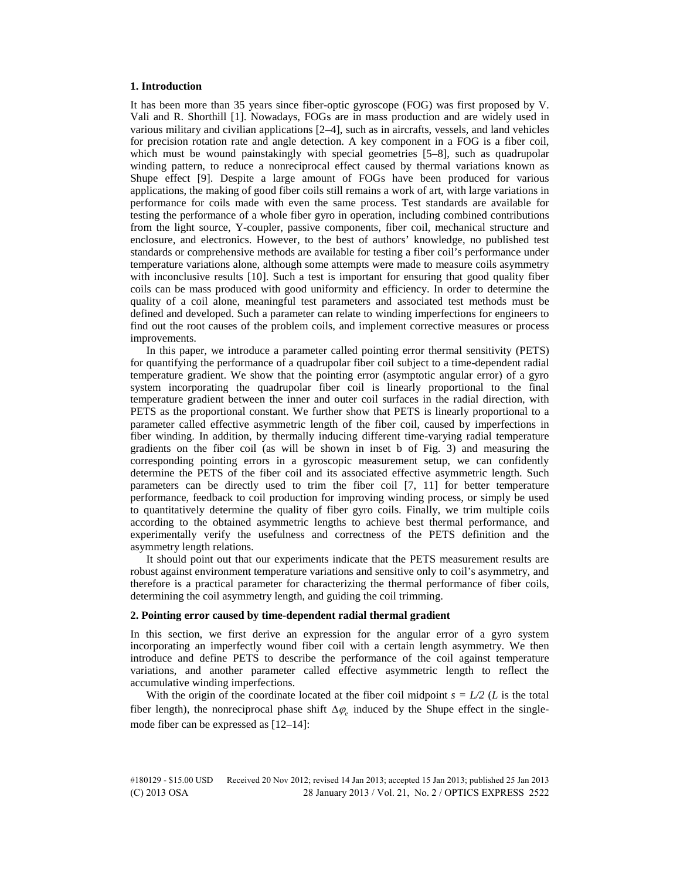## 1. Introduction

It has been more than 35 years since fiber-optic gyroscope (FOG) was first proposed by V. Vali and R. Shorthill [1]. Nowadays, FOGs are in mass production and are widely used in various military and civilian applications [2–4], such as in aircrafts, vessels, and land vehicles for precision rotation rate and angle detection. A key component in a FOG is a fiber coil, which must be wound painstakingly with special geometries [5–8], such as quadrupolar winding pattern, to reduce a nonreciprocal effect caused by thermal variations known as Shupe effect [9]. Despite a large amount of FOGs have been produced for various applications, the making of good fiber coils still remains a work of art, with large variations in performance for coils made with even the same process. Test standards are available for testing the performance of a whole fiber gyro in operation, including combined contributions from the light source, Y-coupler, passive components, fiber coil, mechanical structure and enclosure, and electronics. However, to the best of authors' knowledge, no published test standards or comprehensive methods are available for testing a fiber coil's performance under temperature variations alone, although some attempts were made to measure coils asymmetry with inconclusive results [10]. Such a test is important for ensuring that good quality fiber coils can be mass produced with good uniformity and efficiency. In order to determine the quality of a coil alone, meaningful test parameters and associated test methods must be defined and developed. Such a parameter can relate to winding imperfections for engineers to find out the root causes of the problem coils, and implement corrective measures or process improvements.

In this paper, we introduce a parameter called pointing error thermal sensitivity (PETS) for quantifying the performance of a quadrupolar fiber coil subject to a time-dependent radial temperature gradient. We show that the pointing error (asymptotic angular error) of a gyro system incorporating the quadrupolar fiber coil is linearly proportional to the final temperature gradient between the inner and outer coil surfaces in the radial direction, with PETS as the proportional constant. We further show that PETS is linearly proportional to a parameter called effective asymmetric length of the fiber coil, caused by imperfections in fiber winding. In addition, by thermally inducing different time-varying radial temperature gradients on the fiber coil (as will be shown in inset b of Fig. 3) and measuring the corresponding pointing errors in a gyroscopic measurement setup, we can confidently determine the PETS of the fiber coil and its associated effective asymmetric length. Such parameters can be directly used to trim the fiber coil [7, 11] for better temperature performance, feedback to coil production for improving winding process, or simply be used to quantitatively determine the quality of fiber gyro coils. Finally, we trim multiple coils according to the obtained asymmetric lengths to achieve best thermal performance, and experimentally verify the usefulness and correctness of the PETS definition and the asymmetry length relations.

It should point out that our experiments indicate that the PETS measurement results are robust against environment temperature variations and sensitive only to coil's asymmetry, and therefore is a practical parameter for characterizing the thermal performance of fiber coils, determining the coil asymmetry length, and guiding the coil trimming.

## 2. Pointing error caused by time-dependent radial thermal gradient

In this section, we first derive an expression for the angular error of a gyro system incorporating an imperfectly wound fiber coil with a certain length asymmetry. We then introduce and define PETS to describe the performance of the coil against temperature variations, and another parameter called effective asymmetric length to reflect the accumulative winding imperfections.

With the origin of the coordinate located at the fiber coil midpoint $s = L/2$ ($L$ is the total fiber length), the nonreciprocal phase shift $\Delta\varphi_e$ induced by the Shupe effect in the single-mode fiber can be expressed as [12–14]: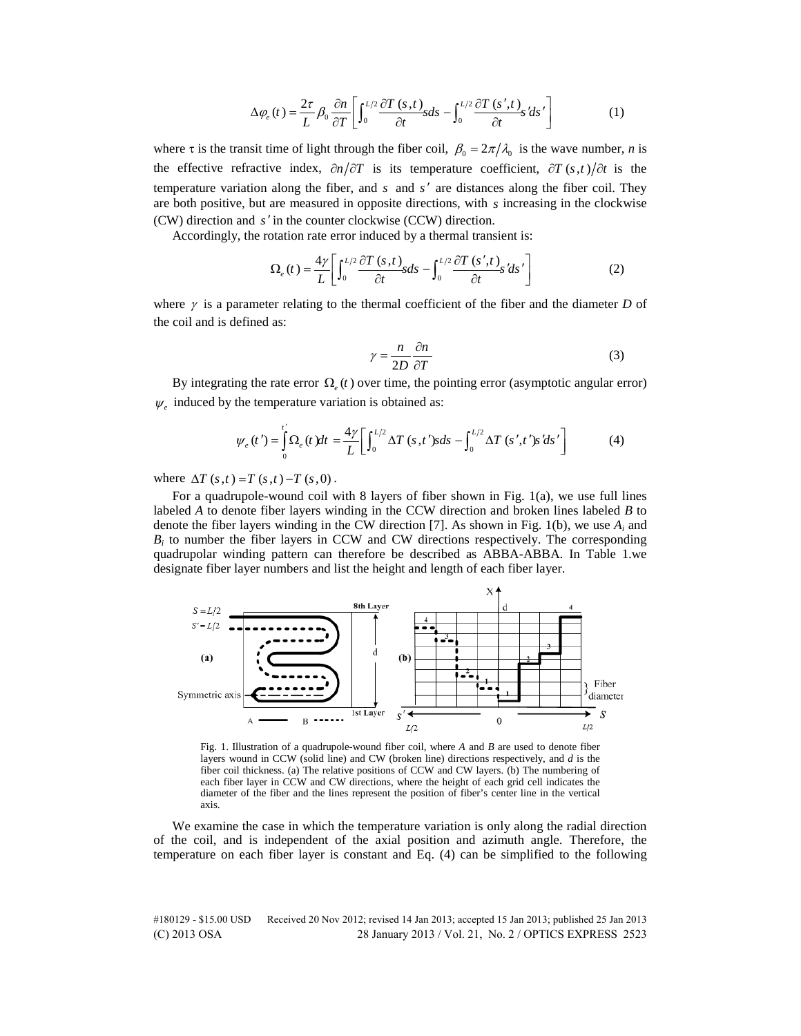$$\Delta\varphi_e(t) = \frac{2\tau}{L}\beta_0\frac{\partial n}{\partial T}\left[\int_0^{L/2}\frac{\partial T(s,t)}{\partial t}sds - \int_0^{L/2}\frac{\partial T(s',t)}{\partial t}s'ds'\right] \tag{1}$$

where $\tau$ is the transit time of light through the fiber coil, $\beta_0 = 2\pi/\lambda_0$ is the wave number, $n$ is the effective refractive index, $\partial n/\partial T$ is its temperature coefficient, $\partial T(s,t)/\partial t$ is the temperature variation along the fiber, and $s$ and $s'$ are distances along the fiber coil. They are both positive, but are measured in opposite directions, with $s$ increasing in the clockwise (CW) direction and $s'$ in the counter clockwise (CCW) direction.

Accordingly, the rotation rate error induced by a thermal transient is:

$$\Omega_e(t) = \frac{4\gamma}{L}\left[\int_0^{L/2}\frac{\partial T(s,t)}{\partial t}sds - \int_0^{L/2}\frac{\partial T(s',t)}{\partial t}s'ds'\right] \tag{2}$$

where $\gamma$ is a parameter relating to the thermal coefficient of the fiber and the diameter $D$ of the coil and is defined as:

$$\gamma = \frac{n}{2D}\frac{\partial n}{\partial T} \tag{3}$$

By integrating the rate error $\Omega_e(t)$ over time, the pointing error (asymptotic angular error) $\psi_e$ induced by the temperature variation is obtained as:

$$\psi_e(t') = \int_0^{t'}\Omega_e(t)dt = \frac{4\gamma}{L}\left[\int_0^{L/2}\Delta T(s,t')sds - \int_0^{L/2}\Delta T(s',t')s'ds'\right] \tag{4}$$

where $\Delta T(s,t) = T(s,t) - T(s,0)$.

For a quadrupole-wound coil with 8 layers of fiber shown in Fig. 1(a), we use full lines labeled $A$ to denote fiber layers winding in the CCW direction and broken lines labeled $B$ to denote the fiber layers winding in the CW direction [7]. As shown in Fig. 1(b), we use $A_i$ and $B_i$ to number the fiber layers in CCW and CW directions respectively. The corresponding quadrupolar winding pattern can therefore be described as ABBA-ABBA. In Table 1.we designate fiber layer numbers and list the height and length of each fiber layer.

Fig. 1. Illustration of a quadrupole-wound fiber coil, where $A$ and $B$ are used to denote fiber layers wound in CCW (solid line) and CW (broken line) directions respectively, and $d$ is the fiber coil thickness. (a) The relative positions of CCW and CW layers. (b) The numbering of each fiber layer in CCW and CW directions, where the height of each grid cell indicates the diameter of the fiber and the lines represent the position of fiber's center line in the vertical axis.

We examine the case in which the temperature variation is only along the radial direction of the coil, and is independent of the axial position and azimuth angle. Therefore, the temperature on each fiber layer is constant and Eq. (4) can be simplified to the following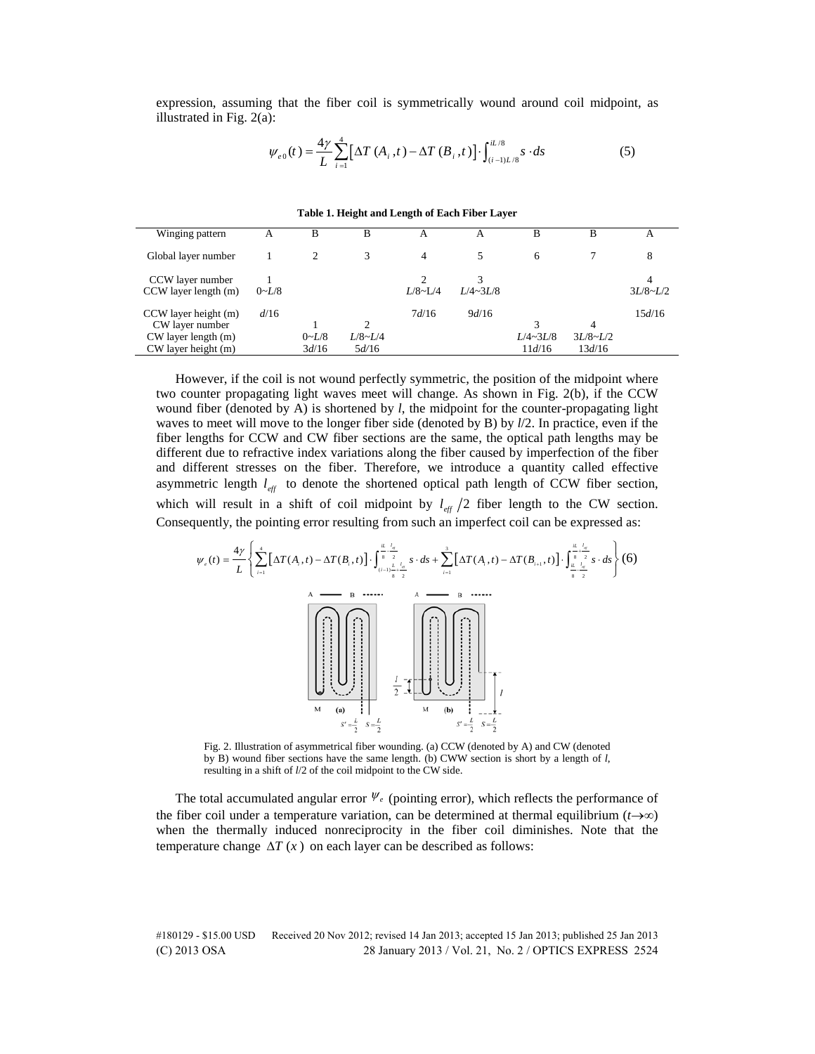expression, assuming that the fiber coil is symmetrically wound around coil midpoint, as illustrated in Fig. 2(a):

$$\psi_{e0}(t) = \frac{4\gamma}{L}\sum_{i=1}^{4}\left[\Delta T\,(A_i,t) - \Delta T\,(B_i,t)\right]\cdot\int_{(i-1)L/8}^{iL/8} s\cdot ds \tag{5}$$

**Table 1. Height and Length of Each Fiber Layer**

| Winging pattern | A | B | B | A | A | B | B | A |
|---|---|---|---|---|---|---|---|---|
| Global layer number | 1 | 2 | 3 | 4 | 5 | 6 | 7 | 8 |
| CCW layer number | 1 | | | 2 | 3 | | | 4 |
| CCW layer length (m) | $0\sim L/8$ | | | $L/8\sim L/4$ | $L/4\sim 3L/8$ | | | $3L/8\sim L/2$ |
| CCW layer height (m) | $d/16$ | | | $7d/16$ | $9d/16$ | | | $15d/16$ |
| CW layer number | | 1 | 2 | | | 3 | 4 | |
| CW layer length (m) | | $0\sim L/8$ | $L/8\sim L/4$ | | | $L/4\sim 3L/8$ | $3L/8\sim L/2$ | |
| CW layer height (m) | | $3d/16$ | $5d/16$ | | | $11d/16$ | $13d/16$ | |

However, if the coil is not wound perfectly symmetric, the position of the midpoint where two counter propagating light waves meet will change. As shown in Fig. 2(b), if the CCW wound fiber (denoted by A) is shortened by $l$, the midpoint for the counter-propagating light waves to meet will move to the longer fiber side (denoted by B) by $l/2$. In practice, even if the fiber lengths for CCW and CW fiber sections are the same, the optical path lengths may be different due to refractive index variations along the fiber caused by imperfection of the fiber and different stresses on the fiber. Therefore, we introduce a quantity called effective asymmetric length $l_{eff}$ to denote the shortened optical path length of CCW fiber section, which will result in a shift of coil midpoint by $l_{eff}/2$ fiber length to the CW section. Consequently, the pointing error resulting from such an imperfect coil can be expressed as:

$$\psi_e(t) = \frac{4\gamma}{L}\left\{\sum_{i=1}^{4}\left[\Delta T(A_i,t) - \Delta T(B_i,t)\right]\cdot\int_{(i-1)\frac{L}{8}-\frac{l_{eff}}{2}}^{\frac{iL}{8}-\frac{l_{eff}}{2}} s\cdot ds + \sum_{i=1}^{3}\left[\Delta T(A_i,t) - \Delta T(B_{i+1},t)\right]\cdot\int_{\frac{iL}{8}-\frac{l_{eff}}{2}}^{\frac{iL}{8}+\frac{l_{eff}}{2}} s\cdot ds\right\} \tag{6}$$

Fig. 2. Illustration of asymmetrical fiber wounding. (a) CCW (denoted by A) and CW (denoted by B) wound fiber sections have the same length. (b) CWW section is short by a length of $l$, resulting in a shift of $l/2$ of the coil midpoint to the CW side.

The total accumulated angular error $\psi_e$ (pointing error), which reflects the performance of the fiber coil under a temperature variation, can be determined at thermal equilibrium ($t\to\infty$) when the thermally induced nonreciprocity in the fiber coil diminishes. Note that the temperature change $\Delta T\,(x)$ on each layer can be described as follows: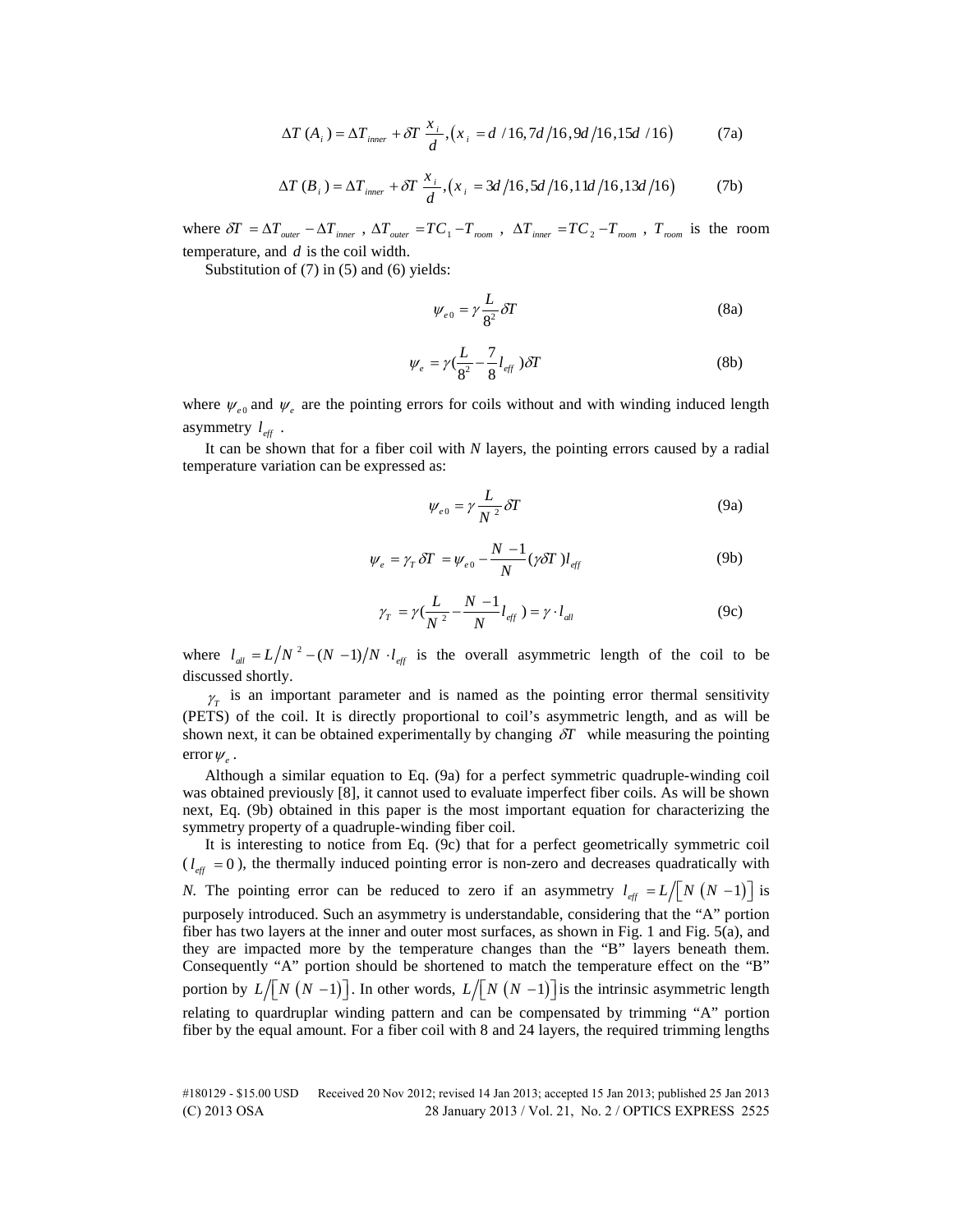$$\Delta T\,(A_i) = \Delta T_{inner} + \delta T\,\frac{x_i}{d}, \left(x_i = d/16, 7d/16, 9d/16, 15d/16\right) \tag{7a}$$

$$\Delta T\,(B_i) = \Delta T_{inner} + \delta T\,\frac{x_i}{d}, \left(x_i = 3d/16, 5d/16, 11d/16, 13d/16\right) \tag{7b}$$

where $\delta T = \Delta T_{outer} - \Delta T_{inner}$ , $\Delta T_{outer} = TC_1 - T_{room}$ , $\Delta T_{inner} = TC_2 - T_{room}$ , $T_{room}$ is the room temperature, and $d$ is the coil width.

Substitution of (7) in (5) and (6) yields:

$$\psi_{e0} = \gamma \frac{L}{8^2}\delta T \tag{8a}$$

$$\psi_e = \gamma\left(\frac{L}{8^2} - \frac{7}{8}l_{eff}\right)\delta T \tag{8b}$$

where $\psi_{e0}$ and $\psi_e$ are the pointing errors for coils without and with winding induced length asymmetry $l_{eff}$ .

It can be shown that for a fiber coil with *N* layers, the pointing errors caused by a radial temperature variation can be expressed as:

$$\psi_{e0} = \gamma \frac{L}{N^2}\delta T \tag{9a}$$

$$\psi_e = \gamma_T\,\delta T = \psi_{e0} - \frac{N-1}{N}(\gamma\delta T)l_{eff} \tag{9b}$$

$$\gamma_T = \gamma\left(\frac{L}{N^2} - \frac{N-1}{N}l_{eff}\right) = \gamma \cdot l_{all} \tag{9c}$$

where $l_{all} = L/N^2 - (N-1)/N \cdot l_{eff}$ is the overall asymmetric length of the coil to be discussed shortly.

$\gamma_T$ is an important parameter and is named as the pointing error thermal sensitivity (PETS) of the coil. It is directly proportional to coil's asymmetric length, and as will be shown next, it can be obtained experimentally by changing $\delta T$ while measuring the pointing error $\psi_e$ .

Although a similar equation to Eq. (9a) for a perfect symmetric quadruple-winding coil was obtained previously [8], it cannot used to evaluate imperfect fiber coils. As will be shown next, Eq. (9b) obtained in this paper is the most important equation for characterizing the symmetry property of a quadruple-winding fiber coil.

It is interesting to notice from Eq. (9c) that for a perfect geometrically symmetric coil ($l_{eff} = 0$), the thermally induced pointing error is non-zero and decreases quadratically with *N*. The pointing error can be reduced to zero if an asymmetry $l_{eff} = L/\left[N\,(N-1)\right]$ is purposely introduced. Such an asymmetry is understandable, considering that the "A" portion fiber has two layers at the inner and outer most surfaces, as shown in Fig. 1 and Fig. 5(a), and they are impacted more by the temperature changes than the "B" layers beneath them. Consequently "A" portion should be shortened to match the temperature effect on the "B" portion by $L/\left[N\,(N-1)\right]$. In other words, $L/\left[N\,(N-1)\right]$ is the intrinsic asymmetric length relating to quardruplar winding pattern and can be compensated by trimming "A" portion fiber by the equal amount. For a fiber coil with 8 and 24 layers, the required trimming lengths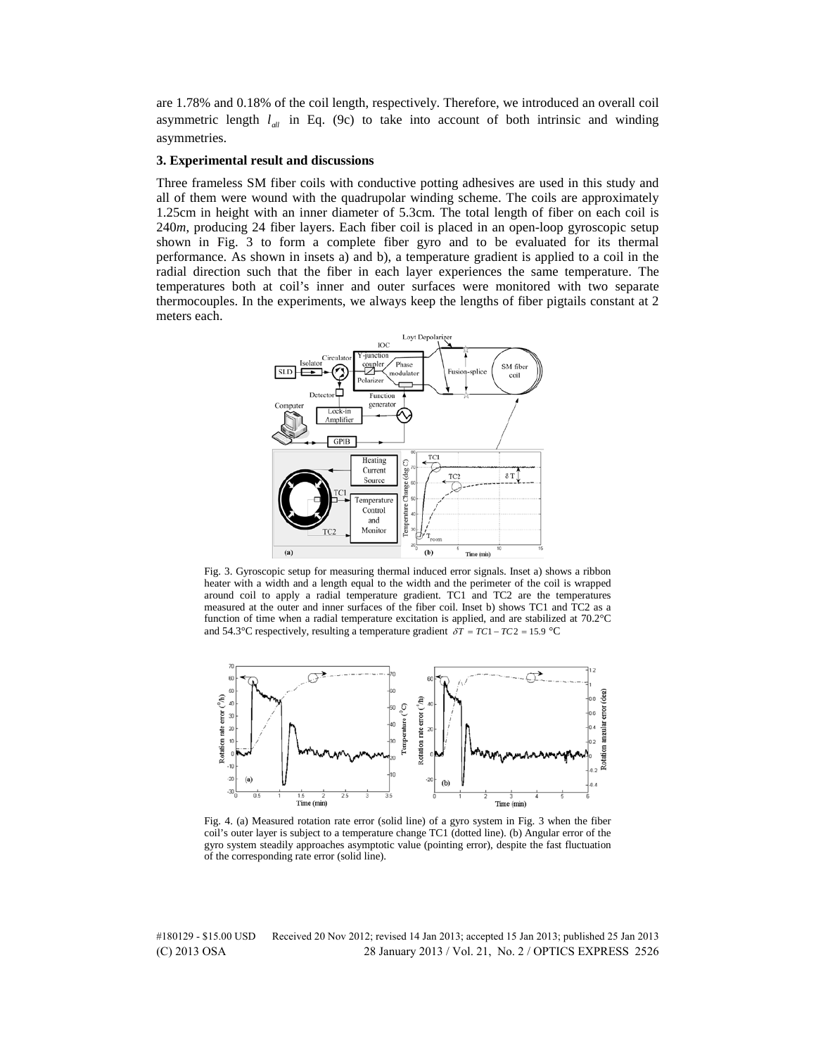are 1.78% and 0.18% of the coil length, respectively. Therefore, we introduced an overall coil asymmetric length $l_{all}$ in Eq. (9c) to take into account of both intrinsic and winding asymmetries.

### 3. Experimental result and discussions

Three frameless SM fiber coils with conductive potting adhesives are used in this study and all of them were wound with the quadrupolar winding scheme. The coils are approximately 1.25cm in height with an inner diameter of 5.3cm. The total length of fiber on each coil is 240*m*, producing 24 fiber layers. Each fiber coil is placed in an open-loop gyroscopic setup shown in Fig. 3 to form a complete fiber gyro and to be evaluated for its thermal performance. As shown in insets a) and b), a temperature gradient is applied to a coil in the radial direction such that the fiber in each layer experiences the same temperature. The temperatures both at coil's inner and outer surfaces were monitored with two separate thermocouples. In the experiments, we always keep the lengths of fiber pigtails constant at 2 meters each.

Fig. 3. Gyroscopic setup for measuring thermal induced error signals. Inset a) shows a ribbon heater with a width and a length equal to the width and the perimeter of the coil is wrapped around coil to apply a radial temperature gradient. TC1 and TC2 are the temperatures measured at the outer and inner surfaces of the fiber coil. Inset b) shows TC1 and TC2 as a function of time when a radial temperature excitation is applied, and are stabilized at 70.2°C and 54.3°C respectively, resulting a temperature gradient $\delta T = TC1 - TC2 = 15.9$ °C

Fig. 4. (a) Measured rotation rate error (solid line) of a gyro system in Fig. 3 when the fiber coil's outer layer is subject to a temperature change TC1 (dotted line). (b) Angular error of the gyro system steadily approaches asymptotic value (pointing error), despite the fast fluctuation of the corresponding rate error (solid line).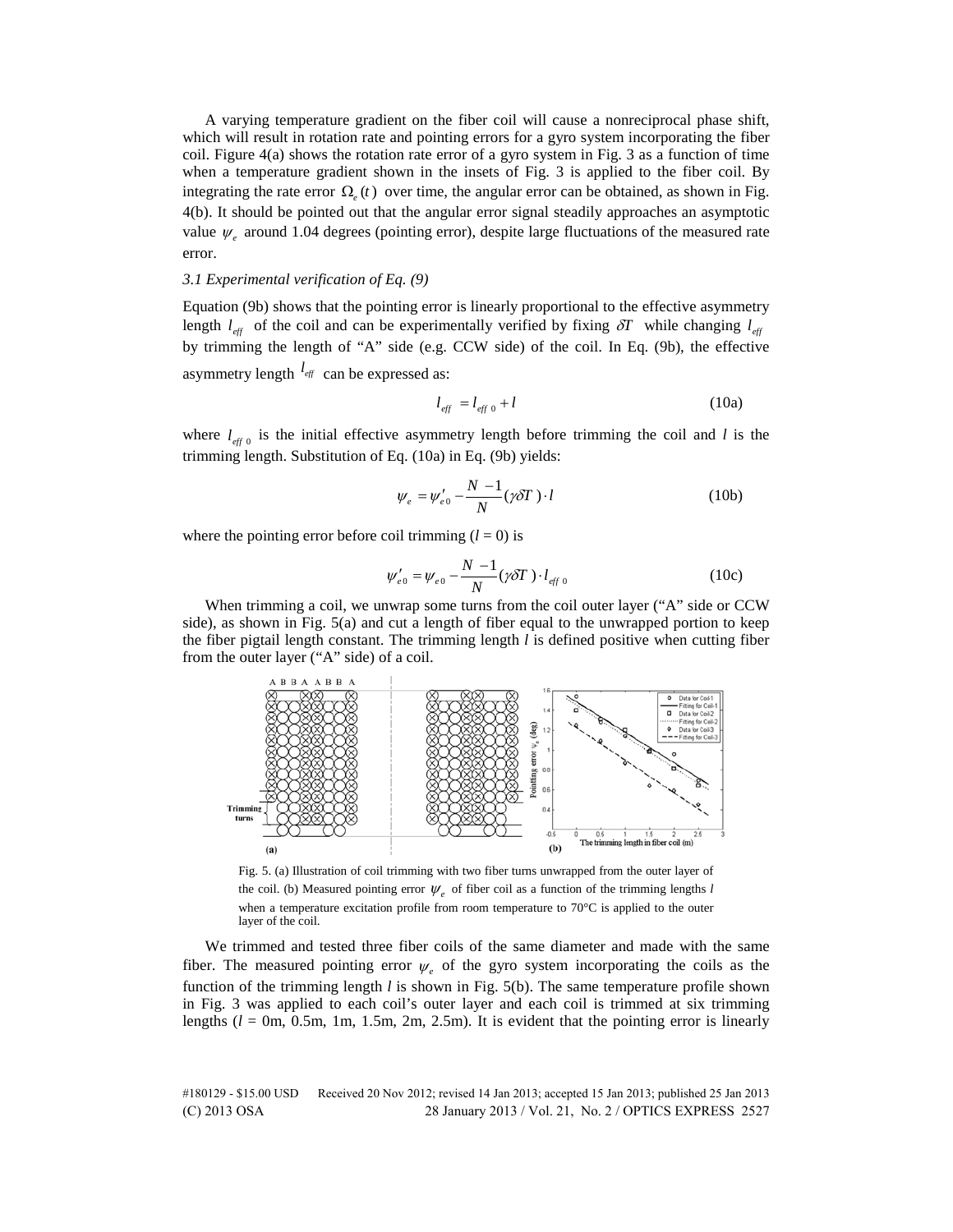A varying temperature gradient on the fiber coil will cause a nonreciprocal phase shift, which will result in rotation rate and pointing errors for a gyro system incorporating the fiber coil. Figure 4(a) shows the rotation rate error of a gyro system in Fig. 3 as a function of time when a temperature gradient shown in the insets of Fig. 3 is applied to the fiber coil. By integrating the rate error $\Omega_e(t)$ over time, the angular error can be obtained, as shown in Fig. 4(b). It should be pointed out that the angular error signal steadily approaches an asymptotic value $\psi_e$ around 1.04 degrees (pointing error), despite large fluctuations of the measured rate error.

### *3.1 Experimental verification of Eq. (9)*

Equation (9b) shows that the pointing error is linearly proportional to the effective asymmetry length $l_{eff}$ of the coil and can be experimentally verified by fixing $\delta T$ while changing $l_{eff}$ by trimming the length of "A" side (e.g. CCW side) of the coil. In Eq. (9b), the effective asymmetry length $l_{eff}$ can be expressed as:

$$l_{eff} = l_{eff\,0} + l \tag{10a}$$

where $l_{eff\,0}$ is the initial effective asymmetry length before trimming the coil and $l$ is the trimming length. Substitution of Eq. (10a) in Eq. (9b) yields:

$$\psi_e = \psi'_{e0} - \frac{N-1}{N}(\gamma\delta T)\cdot l \tag{10b}$$

where the pointing error before coil trimming ($l = 0$) is

$$\psi'_{e0} = \psi_{e0} - \frac{N-1}{N}(\gamma\delta T)\cdot l_{eff\,0} \tag{10c}$$

When trimming a coil, we unwrap some turns from the coil outer layer ("A" side or CCW side), as shown in Fig. 5(a) and cut a length of fiber equal to the unwrapped portion to keep the fiber pigtail length constant. The trimming length $l$ is defined positive when cutting fiber from the outer layer ("A" side) of a coil.

Fig. 5. (a) Illustration of coil trimming with two fiber turns unwrapped from the outer layer of the coil. (b) Measured pointing error $\psi_e$ of fiber coil as a function of the trimming lengths $l$ when a temperature excitation profile from room temperature to 70°C is applied to the outer layer of the coil.

We trimmed and tested three fiber coils of the same diameter and made with the same fiber. The measured pointing error $\psi_e$ of the gyro system incorporating the coils as the function of the trimming length $l$ is shown in Fig. 5(b). The same temperature profile shown in Fig. 3 was applied to each coil's outer layer and each coil is trimmed at six trimming lengths ($l$ = 0m, 0.5m, 1m, 1.5m, 2m, 2.5m). It is evident that the pointing error is linearly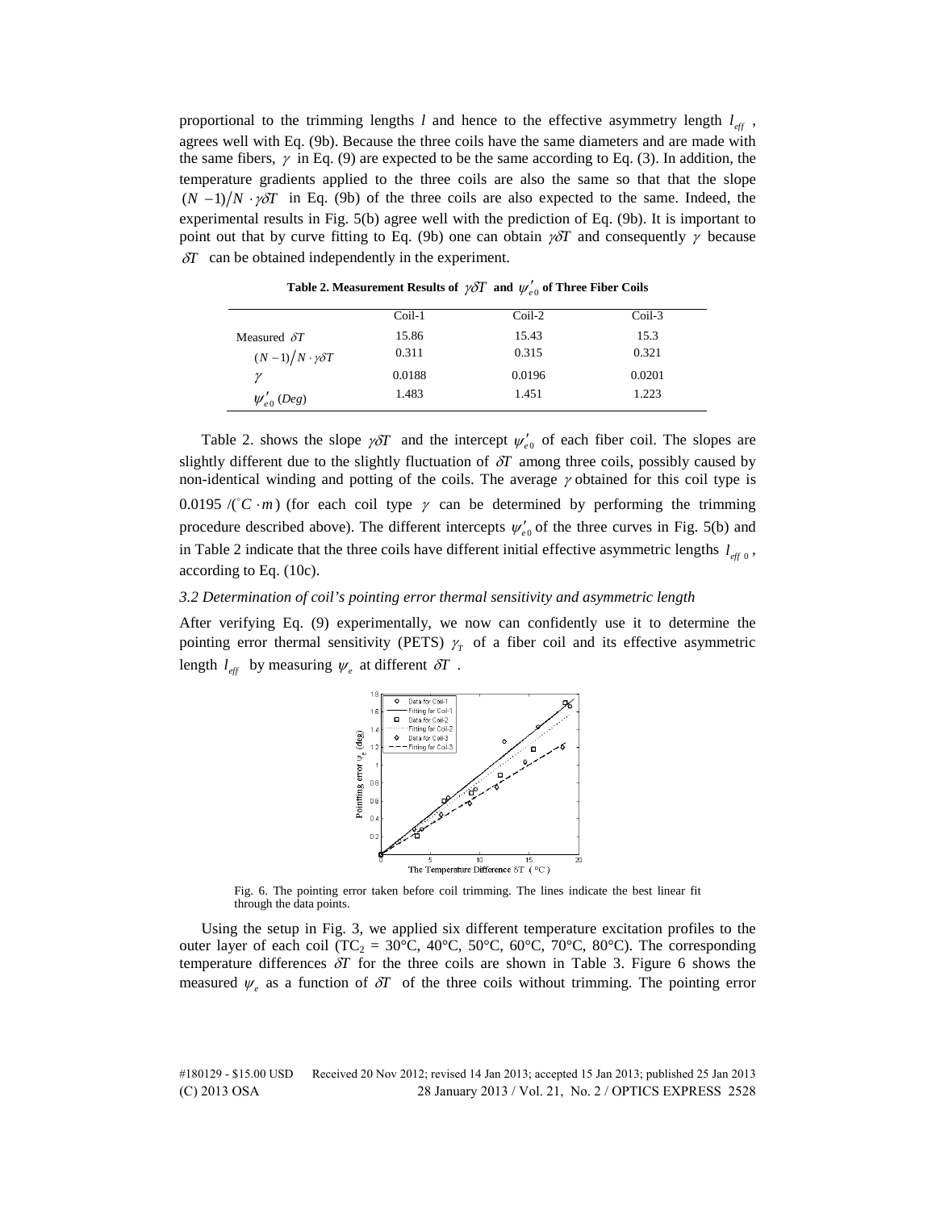proportional to the trimming lengths $l$ and hence to the effective asymmetry length $l_{eff}$, agrees well with Eq. (9b). Because the three coils have the same diameters and are made with the same fibers, $\gamma$ in Eq. (9) are expected to be the same according to Eq. (3). In addition, the temperature gradients applied to the three coils are also the same so that that the slope $(N-1)/N \cdot \gamma \delta T$ in Eq. (9b) of the three coils are also expected to the same. Indeed, the experimental results in Fig. 5(b) agree well with the prediction of Eq. (9b). It is important to point out that by curve fitting to Eq. (9b) one can obtain $\gamma \delta T$ and consequently $\gamma$ because $\delta T$ can be obtained independently in the experiment.

**Table 2. Measurement Results of $\gamma \delta T$ and $\psi'_{e0}$ of Three Fiber Coils**

| | Coil-1 | Coil-2 | Coil-3 |
|---|---|---|---|
| Measured $\delta T$ | 15.86 | 15.43 | 15.3 |
| $(N-1)/N \cdot \gamma \delta T$ | 0.311 | 0.315 | 0.321 |
| $\gamma$ | 0.0188 | 0.0196 | 0.0201 |
| $\psi'_{e0}$ $(Deg)$ | 1.483 | 1.451 | 1.223 |

Table 2. shows the slope $\gamma \delta T$ and the intercept $\psi'_{e0}$ of each fiber coil. The slopes are slightly different due to the slightly fluctuation of $\delta T$ among three coils, possibly caused by non-identical winding and potting of the coils. The average $\gamma$ obtained for this coil type is 0.0195 $/(^{\circ}C \cdot m)$ (for each coil type $\gamma$ can be determined by performing the trimming procedure described above). The different intercepts $\psi'_{e0}$ of the three curves in Fig. 5(b) and in Table 2 indicate that the three coils have different initial effective asymmetric lengths $l_{eff\ 0}$, according to Eq. (10c).

### *3.2 Determination of coil's pointing error thermal sensitivity and asymmetric length*

After verifying Eq. (9) experimentally, we now can confidently use it to determine the pointing error thermal sensitivity (PETS) $\gamma_T$ of a fiber coil and its effective asymmetric length $l_{eff}$ by measuring $\psi_e$ at different $\delta T$.

Fig. 6. The pointing error taken before coil trimming. The lines indicate the best linear fit through the data points.

Using the setup in Fig. 3, we applied six different temperature excitation profiles to the outer layer of each coil ($TC_2$ = 30°C, 40°C, 50°C, 60°C, 70°C, 80°C). The corresponding temperature differences $\delta T$ for the three coils are shown in Table 3. Figure 6 shows the measured $\psi_e$ as a function of $\delta T$ of the three coils without trimming. The pointing error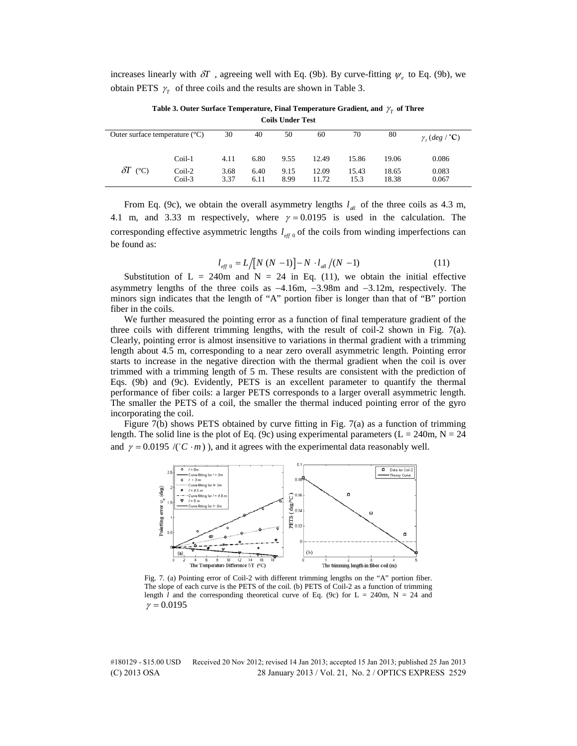increases linearly with $\delta T$, agreeing well with Eq. (9b). By curve-fitting $\psi_e$ to Eq. (9b), we obtain PETS $\gamma_T$ of three coils and the results are shown in Table 3.

**Table 3. Outer Surface Temperature, Final Temperature Gradient, and $\gamma_T$ of Three Coils Under Test**

| Outer surface temperature (°C) | | 30 | 40 | 50 | 60 | 70 | 80 | $\gamma_T$ $(deg/°C)$ |
|---|---|---|---|---|---|---|---|---|
| $\delta T$ (°C) | Coil-1 | 4.11 | 6.80 | 9.55 | 12.49 | 15.86 | 19.06 | 0.086 |
| | Coil-2 | 3.68 | 6.40 | 9.15 | 12.09 | 15.43 | 18.65 | 0.083 |
| | Coil-3 | 3.37 | 6.11 | 8.99 | 11.72 | 15.3 | 18.38 | 0.067 |

From Eq. (9c), we obtain the overall asymmetry lengths $l_{all}$ of the three coils as 4.3 m, 4.1 m, and 3.33 m respectively, where $\gamma = 0.0195$ is used in the calculation. The corresponding effective asymmetric lengths $l_{eff\,0}$ of the coils from winding imperfections can be found as:

$$l_{eff\,0} = L/\left[N\,(N-1)\right] - N \cdot l_{all}/(N-1) \tag{11}$$

Substitution of L = 240m and N = 24 in Eq. (11), we obtain the initial effective asymmetry lengths of the three coils as −4.16m, −3.98m and −3.12m, respectively. The minors sign indicates that the length of "A" portion fiber is longer than that of "B" portion fiber in the coils.

We further measured the pointing error as a function of final temperature gradient of the three coils with different trimming lengths, with the result of coil-2 shown in Fig. 7(a). Clearly, pointing error is almost insensitive to variations in thermal gradient with a trimming length about 4.5 m, corresponding to a near zero overall asymmetric length. Pointing error starts to increase in the negative direction with the thermal gradient when the coil is over trimmed with a trimming length of 5 m. These results are consistent with the prediction of Eqs. (9b) and (9c). Evidently, PETS is an excellent parameter to quantify the thermal performance of fiber coils: a larger PETS corresponds to a larger overall asymmetric length. The smaller the PETS of a coil, the smaller the thermal induced pointing error of the gyro incorporating the coil.

Figure 7(b) shows PETS obtained by curve fitting in Fig. 7(a) as a function of trimming length. The solid line is the plot of Eq. (9c) using experimental parameters (L = 240m, N = 24 and $\gamma = 0.0195$ $/(°C \cdot m)$), and it agrees with the experimental data reasonably well.

Fig. 7. (a) Pointing error of Coil-2 with different trimming lengths on the "A" portion fiber. The slope of each curve is the PETS of the coil. (b) PETS of Coil-2 as a function of trimming length $l$ and the corresponding theoretical curve of Eq. (9c) for L = 240m, N = 24 and $\gamma = 0.0195$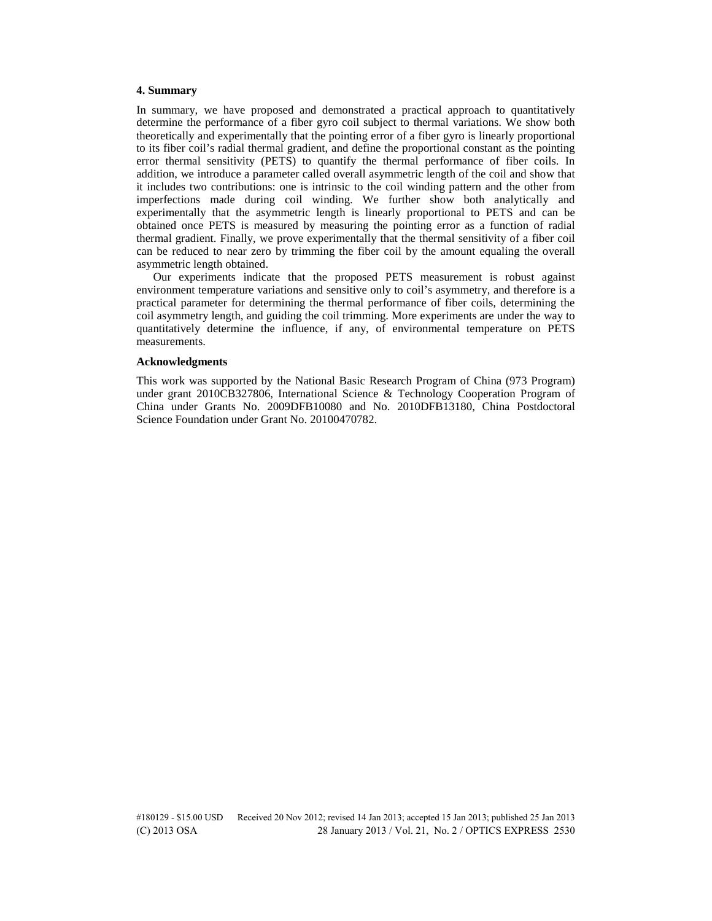## 4. Summary

In summary, we have proposed and demonstrated a practical approach to quantitatively determine the performance of a fiber gyro coil subject to thermal variations. We show both theoretically and experimentally that the pointing error of a fiber gyro is linearly proportional to its fiber coil's radial thermal gradient, and define the proportional constant as the pointing error thermal sensitivity (PETS) to quantify the thermal performance of fiber coils. In addition, we introduce a parameter called overall asymmetric length of the coil and show that it includes two contributions: one is intrinsic to the coil winding pattern and the other from imperfections made during coil winding. We further show both analytically and experimentally that the asymmetric length is linearly proportional to PETS and can be obtained once PETS is measured by measuring the pointing error as a function of radial thermal gradient. Finally, we prove experimentally that the thermal sensitivity of a fiber coil can be reduced to near zero by trimming the fiber coil by the amount equaling the overall asymmetric length obtained.

Our experiments indicate that the proposed PETS measurement is robust against environment temperature variations and sensitive only to coil's asymmetry, and therefore is a practical parameter for determining the thermal performance of fiber coils, determining the coil asymmetry length, and guiding the coil trimming. More experiments are under the way to quantitatively determine the influence, if any, of environmental temperature on PETS measurements.

## Acknowledgments

This work was supported by the National Basic Research Program of China (973 Program) under grant 2010CB327806, International Science & Technology Cooperation Program of China under Grants No. 2009DFB10080 and No. 2010DFB13180, China Postdoctoral Science Foundation under Grant No. 20100470782.